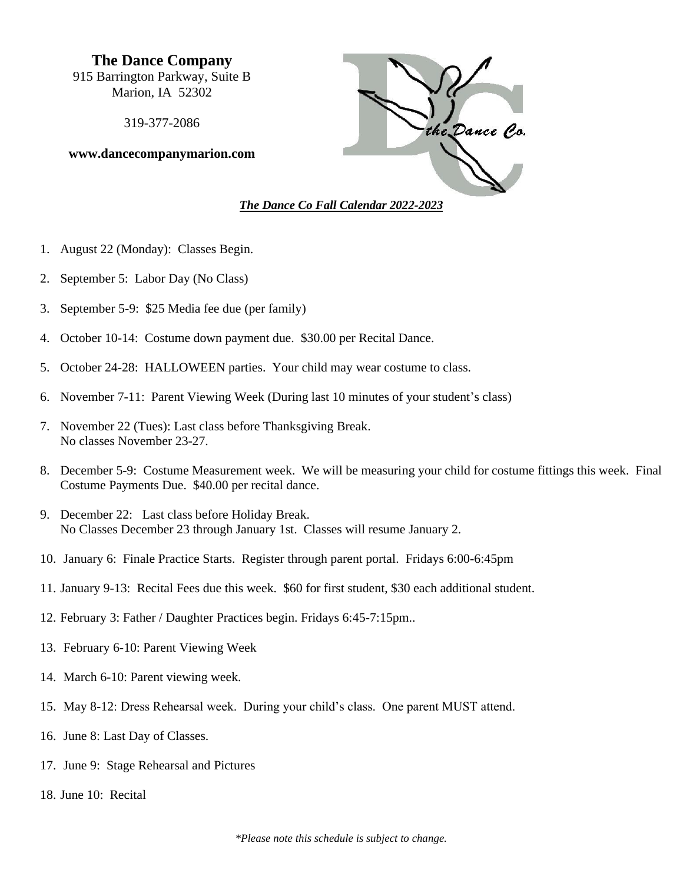**The Dance Company**
915 Barrington Parkway, Suite B
Marion, IA 52302

319-377-2086

**www.dancecompanymarion.com**

***The Dance Co Fall Calendar 2022-2023***

1. August 22 (Monday): Classes Begin.
2. September 5: Labor Day (No Class)
3. September 5-9: $25 Media fee due (per family)
4. October 10-14: Costume down payment due. $30.00 per Recital Dance.
5. October 24-28: HALLOWEEN parties. Your child may wear costume to class.
6. November 7-11: Parent Viewing Week (During last 10 minutes of your student's class)
7. November 22 (Tues): Last class before Thanksgiving Break.
   No classes November 23-27.
8. December 5-9: Costume Measurement week. We will be measuring your child for costume fittings this week. Final Costume Payments Due. $40.00 per recital dance.
9. December 22: Last class before Holiday Break.
   No Classes December 23 through January 1st. Classes will resume January 2.
10. January 6: Finale Practice Starts. Register through parent portal. Fridays 6:00-6:45pm
11. January 9-13: Recital Fees due this week. $60 for first student, $30 each additional student.
12. February 3: Father / Daughter Practices begin. Fridays 6:45-7:15pm..
13. February 6-10: Parent Viewing Week
14. March 6-10: Parent viewing week.
15. May 8-12: Dress Rehearsal week. During your child's class. One parent MUST attend.
16. June 8: Last Day of Classes.
17. June 9: Stage Rehearsal and Pictures
18. June 10: Recital

*\*Please note this schedule is subject to change.*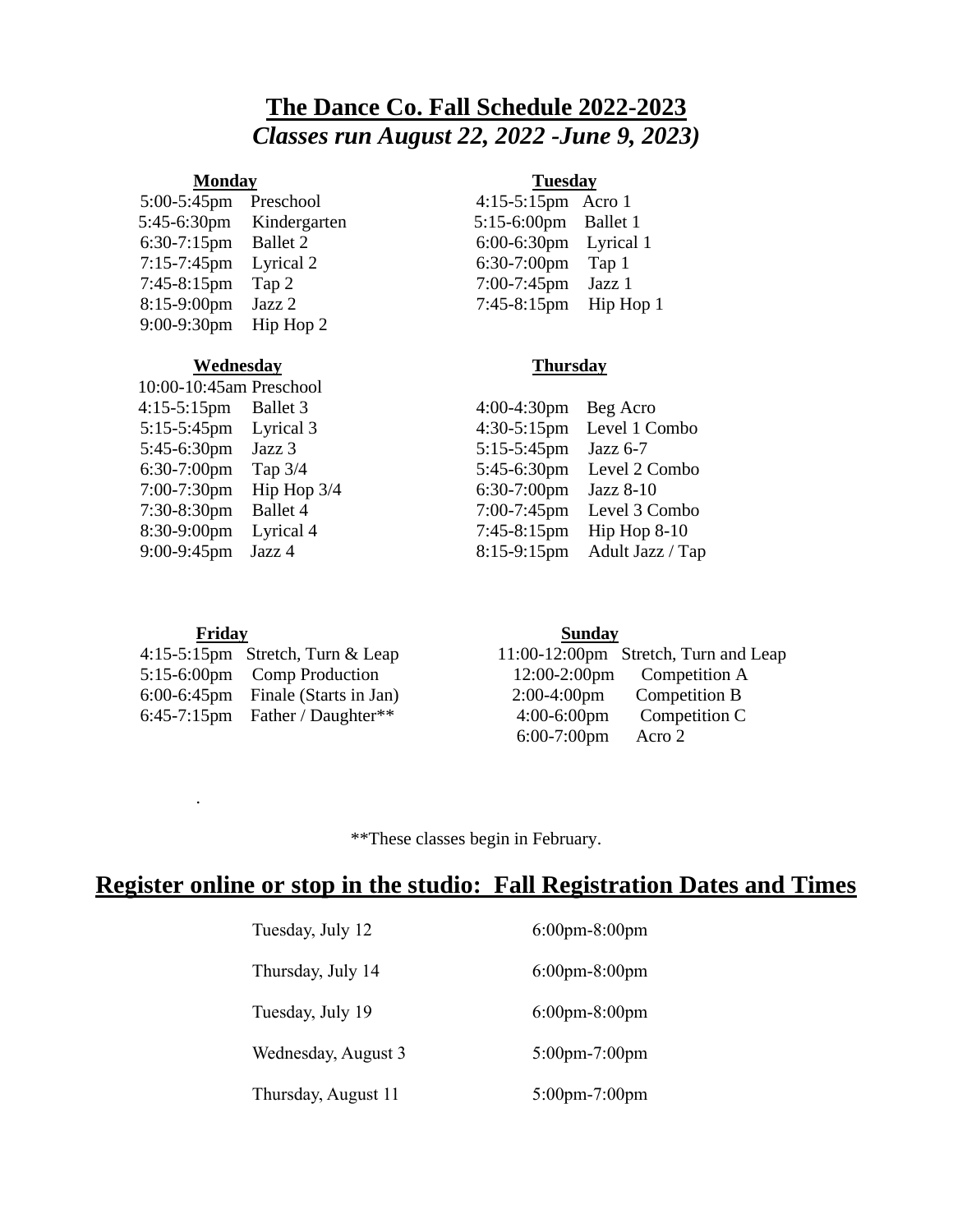# The Dance Co. Fall Schedule 2022-2023

***Classes run August 22, 2022 -June 9, 2023)***

**Monday**

| | |
|---|---|
| 5:00-5:45pm | Preschool |
| 5:45-6:30pm | Kindergarten |
| 6:30-7:15pm | Ballet 2 |
| 7:15-7:45pm | Lyrical 2 |
| 7:45-8:15pm | Tap 2 |
| 8:15-9:00pm | Jazz 2 |
| 9:00-9:30pm | Hip Hop 2 |

**Tuesday**

| | |
|---|---|
| 4:15-5:15pm | Acro 1 |
| 5:15-6:00pm | Ballet 1 |
| 6:00-6:30pm | Lyrical 1 |
| 6:30-7:00pm | Tap 1 |
| 7:00-7:45pm | Jazz 1 |
| 7:45-8:15pm | Hip Hop 1 |

**Wednesday**

| | |
|---|---|
| 10:00-10:45am | Preschool |
| 4:15-5:15pm | Ballet 3 |
| 5:15-5:45pm | Lyrical 3 |
| 5:45-6:30pm | Jazz 3 |
| 6:30-7:00pm | Tap 3/4 |
| 7:00-7:30pm | Hip Hop 3/4 |
| 7:30-8:30pm | Ballet 4 |
| 8:30-9:00pm | Lyrical 4 |
| 9:00-9:45pm | Jazz 4 |

**Thursday**

| | |
|---|---|
| 4:00-4:30pm | Beg Acro |
| 4:30-5:15pm | Level 1 Combo |
| 5:15-5:45pm | Jazz 6-7 |
| 5:45-6:30pm | Level 2 Combo |
| 6:30-7:00pm | Jazz 8-10 |
| 7:00-7:45pm | Level 3 Combo |
| 7:45-8:15pm | Hip Hop 8-10 |
| 8:15-9:15pm | Adult Jazz / Tap |

**Friday**

| | |
|---|---|
| 4:15-5:15pm | Stretch, Turn & Leap |
| 5:15-6:00pm | Comp Production |
| 6:00-6:45pm | Finale (Starts in Jan) |
| 6:45-7:15pm | Father / Daughter** |

**Sunday**

| | |
|---|---|
| 11:00-12:00pm | Stretch, Turn and Leap |
| 12:00-2:00pm | Competition A |
| 2:00-4:00pm | Competition B |
| 4:00-6:00pm | Competition C |
| 6:00-7:00pm | Acro 2 |

**These classes begin in February.

## Register online or stop in the studio: Fall Registration Dates and Times

| | |
|---|---|
| Tuesday, July 12 | 6:00pm-8:00pm |
| Thursday, July 14 | 6:00pm-8:00pm |
| Tuesday, July 19 | 6:00pm-8:00pm |
| Wednesday, August 3 | 5:00pm-7:00pm |
| Thursday, August 11 | 5:00pm-7:00pm |